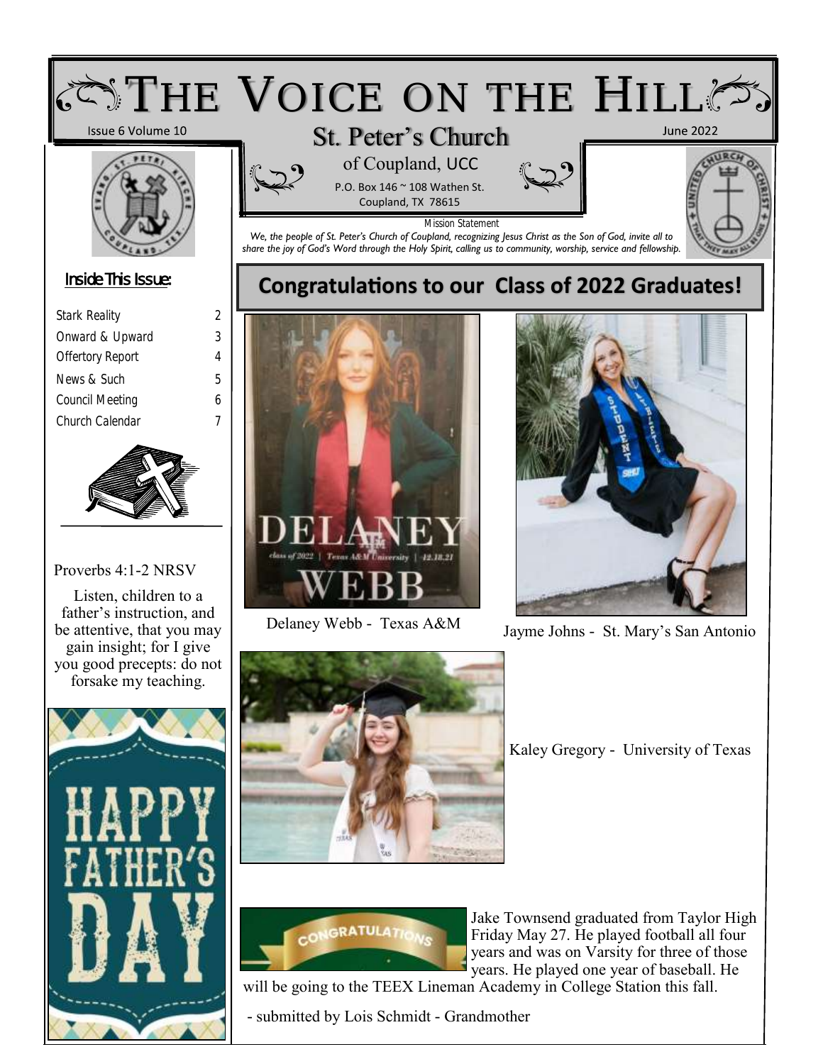# The Voice on the Hill

Issue 6 Volume 10

## St. Peter's Church

of Coupland, UCC

P.O. Box 146 ~ 108 Wathen St.
Coupland, TX 78615

June 2022

Mission Statement

*We, the people of St. Peter's Church of Coupland, recognizing Jesus Christ as the Son of God, invite all to share the joy of God's Word through the Holy Spirit, calling us to community, worship, service and fellowship.*

### Inside This Issue:

| | |
|---|---|
| Stark Reality | 2 |
| Onward & Upward | 3 |
| Offertory Report | 4 |
| News & Such | 5 |
| Council Meeting | 6 |
| Church Calendar | 7 |

Proverbs 4:1-2 NRSV

Listen, children to a father's instruction, and be attentive, that you may gain insight; for I give you good precepts: do not forsake my teaching.

HAPPY FATHER'S DAY

## Congratulations to our Class of 2022 Graduates!

Delaney Webb - Texas A&M

Jayme Johns - St. Mary's San Antonio

Kaley Gregory - University of Texas

Jake Townsend graduated from Taylor High Friday May 27. He played football all four years and was on Varsity for three of those years. He played one year of baseball. He will be going to the TEEX Lineman Academy in College Station this fall.

- submitted by Lois Schmidt - Grandmother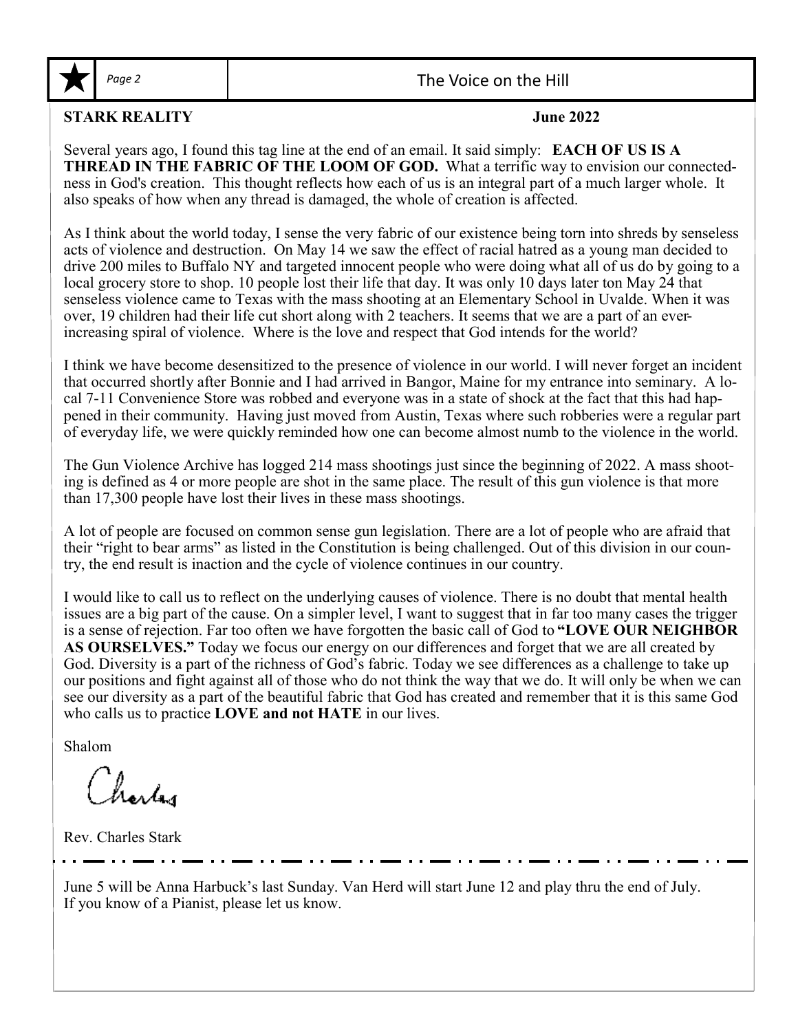**STARK REALITY** **June 2022**

Several years ago, I found this tag line at the end of an email. It said simply: **EACH OF US IS A THREAD IN THE FABRIC OF THE LOOM OF GOD.** What a terrific way to envision our connectedness in God's creation. This thought reflects how each of us is an integral part of a much larger whole. It also speaks of how when any thread is damaged, the whole of creation is affected.

As I think about the world today, I sense the very fabric of our existence being torn into shreds by senseless acts of violence and destruction. On May 14 we saw the effect of racial hatred as a young man decided to drive 200 miles to Buffalo NY and targeted innocent people who were doing what all of us do by going to a local grocery store to shop. 10 people lost their life that day. It was only 10 days later ton May 24 that senseless violence came to Texas with the mass shooting at an Elementary School in Uvalde. When it was over, 19 children had their life cut short along with 2 teachers. It seems that we are a part of an ever-increasing spiral of violence. Where is the love and respect that God intends for the world?

I think we have become desensitized to the presence of violence in our world. I will never forget an incident that occurred shortly after Bonnie and I had arrived in Bangor, Maine for my entrance into seminary. A local 7-11 Convenience Store was robbed and everyone was in a state of shock at the fact that this had happened in their community. Having just moved from Austin, Texas where such robberies were a regular part of everyday life, we were quickly reminded how one can become almost numb to the violence in the world.

The Gun Violence Archive has logged 214 mass shootings just since the beginning of 2022. A mass shooting is defined as 4 or more people are shot in the same place. The result of this gun violence is that more than 17,300 people have lost their lives in these mass shootings.

A lot of people are focused on common sense gun legislation. There are a lot of people who are afraid that their "right to bear arms" as listed in the Constitution is being challenged. Out of this division in our country, the end result is inaction and the cycle of violence continues in our country.

I would like to call us to reflect on the underlying causes of violence. There is no doubt that mental health issues are a big part of the cause. On a simpler level, I want to suggest that in far too many cases the trigger is a sense of rejection. Far too often we have forgotten the basic call of God to **"LOVE OUR NEIGHBOR AS OURSELVES."** Today we focus our energy on our differences and forget that we are all created by God. Diversity is a part of the richness of God's fabric. Today we see differences as a challenge to take up our positions and fight against all of those who do not think the way that we do. It will only be when we can see our diversity as a part of the beautiful fabric that God has created and remember that it is this same God who calls us to practice **LOVE and not HATE** in our lives.

Shalom

Charles

Rev. Charles Stark

---

June 5 will be Anna Harbuck's last Sunday. Van Herd will start June 12 and play thru the end of July. If you know of a Pianist, please let us know.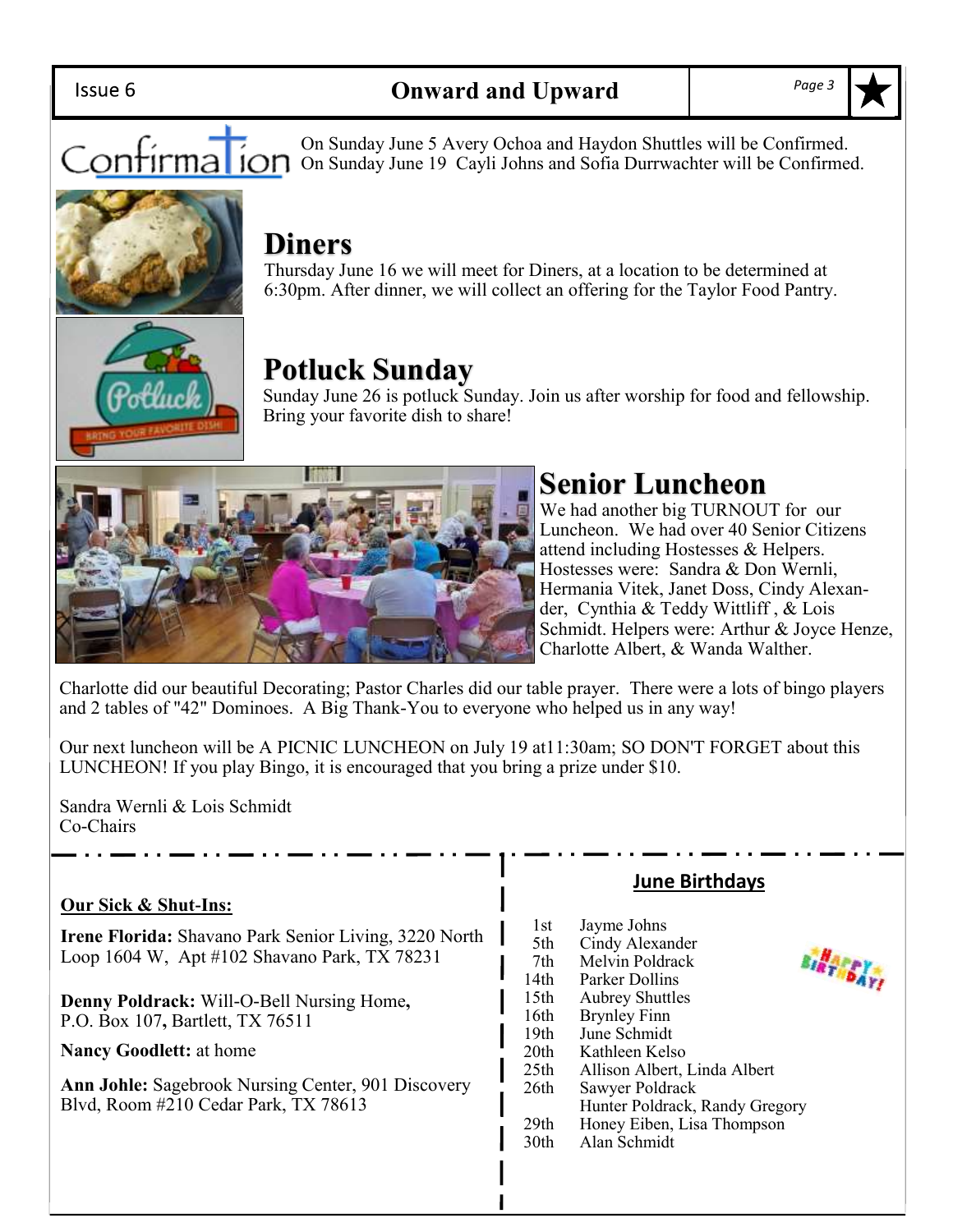## Confirmation

On Sunday June 5 Avery Ochoa and Haydon Shuttles will be Confirmed.
On Sunday June 19 Cayli Johns and Sofia Durrwachter will be Confirmed.

## Diners

Thursday June 16 we will meet for Diners, at a location to be determined at 6:30pm. After dinner, we will collect an offering for the Taylor Food Pantry.

## Potluck Sunday

Sunday June 26 is potluck Sunday. Join us after worship for food and fellowship. Bring your favorite dish to share!

## Senior Luncheon

We had another big TURNOUT for our Luncheon. We had over 40 Senior Citizens attend including Hostesses & Helpers. Hostesses were: Sandra & Don Wernli, Hermania Vitek, Janet Doss, Cindy Alexander, Cynthia & Teddy Wittliff , & Lois Schmidt. Helpers were: Arthur & Joyce Henze, Charlotte Albert, & Wanda Walther.

Charlotte did our beautiful Decorating; Pastor Charles did our table prayer. There were a lots of bingo players and 2 tables of "42" Dominoes. A Big Thank-You to everyone who helped us in any way!

Our next luncheon will be A PICNIC LUNCHEON on July 19 at11:30am; SO DON'T FORGET about this LUNCHEON! If you play Bingo, it is encouraged that you bring a prize under $10.

Sandra Wernli & Lois Schmidt
Co-Chairs

**Our Sick & Shut-Ins:**

**Irene Florida:** Shavano Park Senior Living, 3220 North Loop 1604 W, Apt #102 Shavano Park, TX 78231

**Denny Poldrack:** Will-O-Bell Nursing Home**,** P.O. Box 107**,** Bartlett, TX 76511

**Nancy Goodlett:** at home

**Ann Johle:** Sagebrook Nursing Center, 901 Discovery Blvd, Room #210 Cedar Park, TX 78613

**June Birthdays**

| | |
|---|---|
| 1st | Jayme Johns |
| 5th | Cindy Alexander |
| 7th | Melvin Poldrack |
| 14th | Parker Dollins |
| 15th | Aubrey Shuttles |
| 16th | Brynley Finn |
| 19th | June Schmidt |
| 20th | Kathleen Kelso |
| 25th | Allison Albert, Linda Albert |
| 26th | Sawyer Poldrack |
| | Hunter Poldrack, Randy Gregory |
| 29th | Honey Eiben, Lisa Thompson |
| 30th | Alan Schmidt |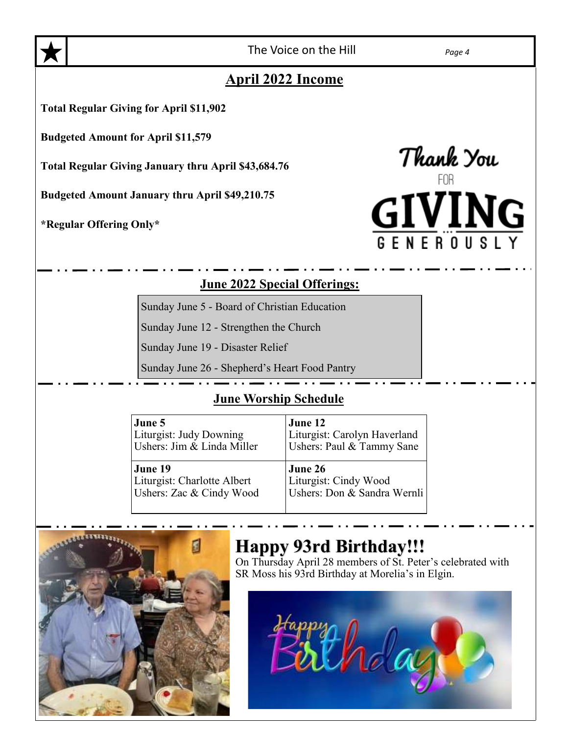## April 2022 Income

**Total Regular Giving for April $11,902**

**Budgeted Amount for April $11,579**

**Total Regular Giving January thru April $43,684.76**

**Budgeted Amount January thru April $49,210.75**

***Regular Offering Only***

Thank You FOR GIVING GENEROUSLY

## June 2022 Special Offerings:

Sunday June 5 - Board of Christian Education

Sunday June 12 - Strengthen the Church

Sunday June 19 - Disaster Relief

Sunday June 26 - Shepherd's Heart Food Pantry

## June Worship Schedule

| **June 5**<br>Liturgist: Judy Downing<br>Ushers: Jim & Linda Miller | **June 12**<br>Liturgist: Carolyn Haverland<br>Ushers: Paul & Tammy Sane |
|---|---|
| **June 19**<br>Liturgist: Charlotte Albert<br>Ushers: Zac & Cindy Wood | **June 26**<br>Liturgist: Cindy Wood<br>Ushers: Don & Sandra Wernli |

## Happy 93rd Birthday!!!

On Thursday April 28 members of St. Peter's celebrated with SR Moss his 93rd Birthday at Morelia's in Elgin.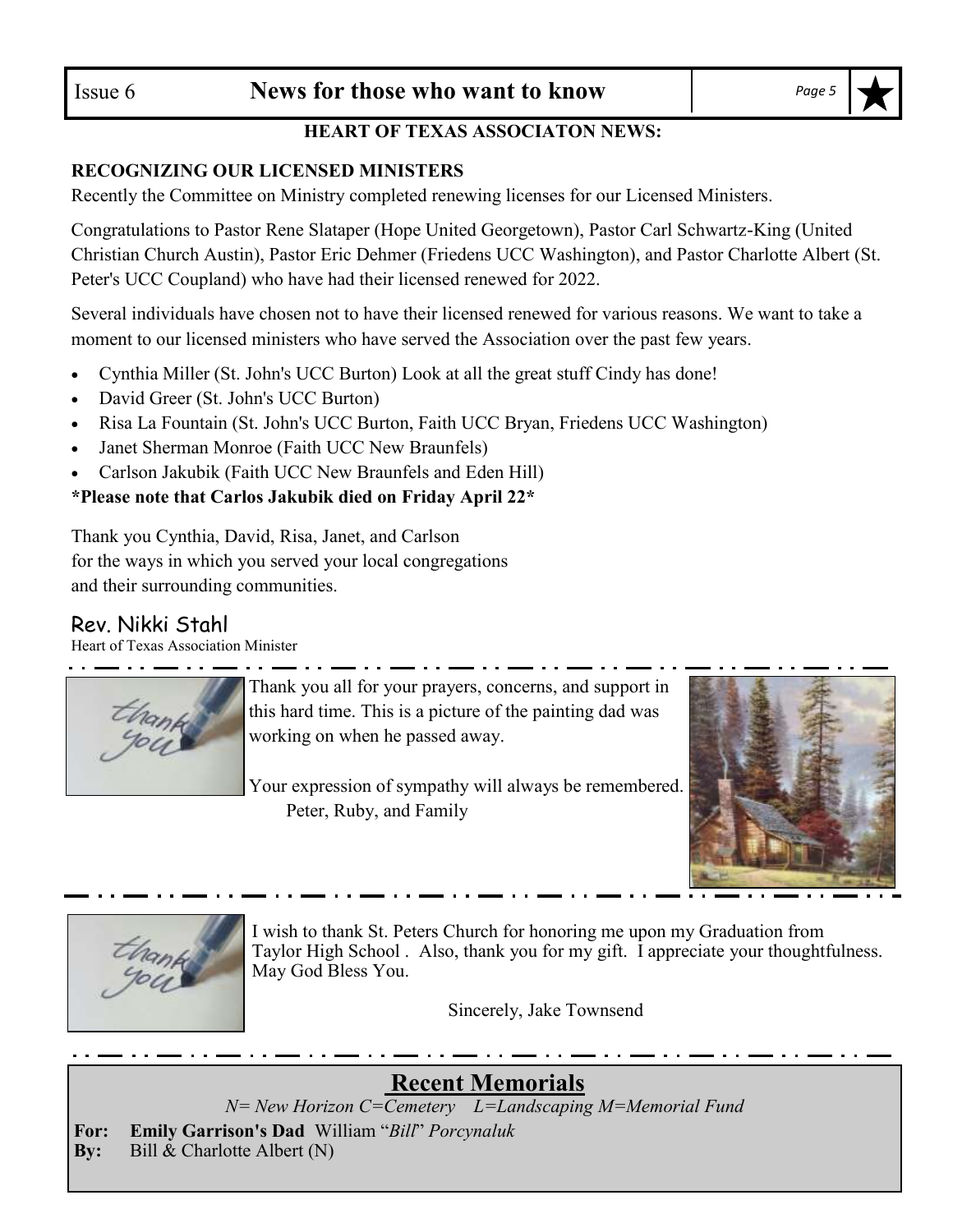## HEART OF TEXAS ASSOCIATON NEWS:

**RECOGNIZING OUR LICENSED MINISTERS**

Recently the Committee on Ministry completed renewing licenses for our Licensed Ministers.

Congratulations to Pastor Rene Slataper (Hope United Georgetown), Pastor Carl Schwartz-King (United Christian Church Austin), Pastor Eric Dehmer (Friedens UCC Washington), and Pastor Charlotte Albert (St. Peter's UCC Coupland) who have had their licensed renewed for 2022.

Several individuals have chosen not to have their licensed renewed for various reasons. We want to take a moment to our licensed ministers who have served the Association over the past few years.

- Cynthia Miller (St. John's UCC Burton) Look at all the great stuff Cindy has done!
- David Greer (St. John's UCC Burton)
- Risa La Fountain (St. John's UCC Burton, Faith UCC Bryan, Friedens UCC Washington)
- Janet Sherman Monroe (Faith UCC New Braunfels)
- Carlson Jakubik (Faith UCC New Braunfels and Eden Hill)

***Please note that Carlos Jakubik died on Friday April 22***

Thank you Cynthia, David, Risa, Janet, and Carlson
for the ways in which you served your local congregations
and their surrounding communities.

Rev. Nikki Stahl
Heart of Texas Association Minister

---

Thank you all for your prayers, concerns, and support in this hard time. This is a picture of the painting dad was working on when he passed away.

Your expression of sympathy will always be remembered.
Peter, Ruby, and Family

---

I wish to thank St. Peters Church for honoring me upon my Graduation from Taylor High School . Also, thank you for my gift. I appreciate your thoughtfulness. May God Bless You.

Sincerely, Jake Townsend

---

## Recent Memorials

*N= New Horizon C=Cemetery L=Landscaping M=Memorial Fund*

**For:** **Emily Garrison's Dad** William "*Bill*" *Porcynaluk*
**By:** Bill & Charlotte Albert (N)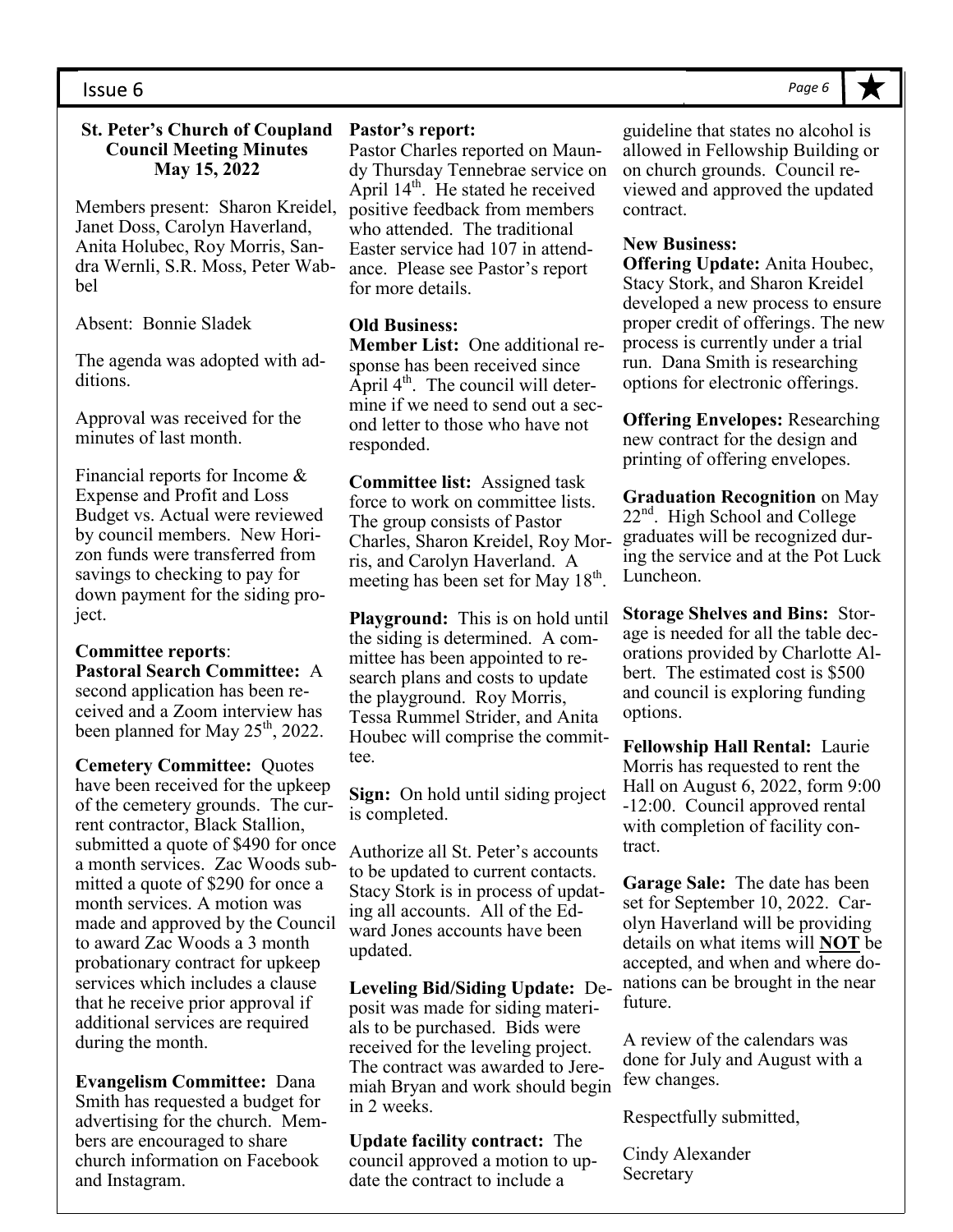## St. Peter's Church of Coupland Council Meeting Minutes May 15, 2022

Members present: Sharon Kreidel, Janet Doss, Carolyn Haverland, Anita Holubec, Roy Morris, Sandra Wernli, S.R. Moss, Peter Wabbel

Absent: Bonnie Sladek

The agenda was adopted with additions.

Approval was received for the minutes of last month.

Financial reports for Income & Expense and Profit and Loss Budget vs. Actual were reviewed by council members. New Horizon funds were transferred from savings to checking to pay for down payment for the siding project.

**Committee reports**:

**Pastoral Search Committee:** A second application has been received and a Zoom interview has been planned for May 25th, 2022.

**Cemetery Committee:** Quotes have been received for the upkeep of the cemetery grounds. The current contractor, Black Stallion, submitted a quote of $490 for once a month services. Zac Woods submitted a quote of $290 for once a month services. A motion was made and approved by the Council to award Zac Woods a 3 month probationary contract for upkeep services which includes a clause that he receive prior approval if additional services are required during the month.

**Evangelism Committee:** Dana Smith has requested a budget for advertising for the church. Members are encouraged to share church information on Facebook and Instagram.

**Pastor's report:**
Pastor Charles reported on Maundy Thursday Tennebrae service on April 14th. He stated he received positive feedback from members who attended. The traditional Easter service had 107 in attendance. Please see Pastor's report for more details.

**Old Business:**

**Member List:** One additional response has been received since April 4th. The council will determine if we need to send out a second letter to those who have not responded.

**Committee list:** Assigned task force to work on committee lists. The group consists of Pastor Charles, Sharon Kreidel, Roy Morris, and Carolyn Haverland. A meeting has been set for May 18th.

**Playground:** This is on hold until the siding is determined. A committee has been appointed to research plans and costs to update the playground. Roy Morris, Tessa Rummel Strider, and Anita Houbec will comprise the committee.

**Sign:** On hold until siding project is completed.

Authorize all St. Peter's accounts to be updated to current contacts. Stacy Stork is in process of updating all accounts. All of the Edward Jones accounts have been updated.

**Leveling Bid/Siding Update:** Deposit was made for siding materials to be purchased. Bids were received for the leveling project. The contract was awarded to Jeremiah Bryan and work should begin in 2 weeks.

**Update facility contract:** The council approved a motion to update the contract to include a guideline that states no alcohol is allowed in Fellowship Building or on church grounds. Council reviewed and approved the updated contract.

**New Business:**

**Offering Update:** Anita Houbec, Stacy Stork, and Sharon Kreidel developed a new process to ensure proper credit of offerings. The new process is currently under a trial run. Dana Smith is researching options for electronic offerings.

**Offering Envelopes:** Researching new contract for the design and printing of offering envelopes.

**Graduation Recognition** on May 22nd. High School and College graduates will be recognized during the service and at the Pot Luck Luncheon.

**Storage Shelves and Bins:** Storage is needed for all the table decorations provided by Charlotte Albert. The estimated cost is $500 and council is exploring funding options.

**Fellowship Hall Rental:** Laurie Morris has requested to rent the Hall on August 6, 2022, form 9:00 -12:00. Council approved rental with completion of facility contract.

**Garage Sale:** The date has been set for September 10, 2022. Carolyn Haverland will be providing details on what items will **NOT** be accepted, and when and where donations can be brought in the near future.

A review of the calendars was done for July and August with a few changes.

Respectfully submitted,

Cindy Alexander
Secretary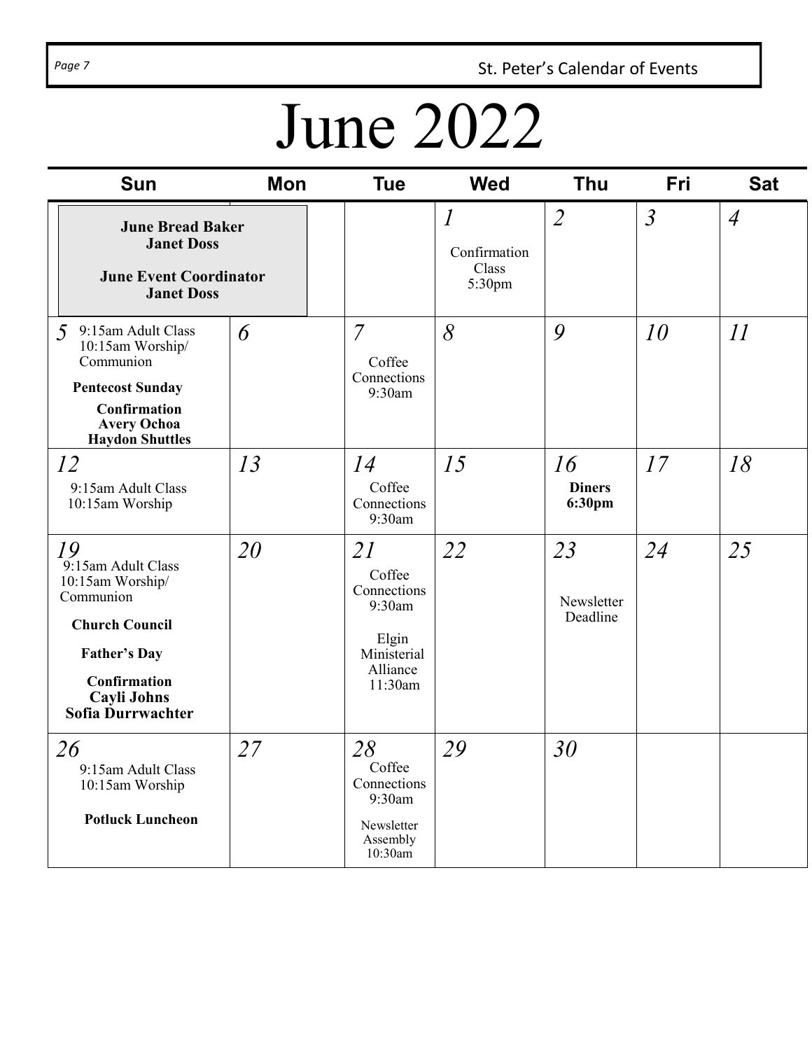# June 2022

| Sun | Mon | Tue | Wed | Thu | Fri | Sat |
|---|---|---|---|---|---|---|
| **June Bread Baker** **Janet Doss** **June Event Coordinator** **Janet Doss** | | | *1* Confirmation Class 5:30pm | *2* | *3* | *4* |
| *5* 9:15am Adult Class 10:15am Worship/ Communion **Pentecost Sunday** **Confirmation** **Avery Ochoa** **Haydon Shuttles** | *6* | *7* Coffee Connections 9:30am | *8* | *9* | *10* | *11* |
| *12* 9:15am Adult Class 10:15am Worship | *13* | *14* Coffee Connections 9:30am | *15* | *16* **Diners** **6:30pm** | *17* | *18* |
| *19* 9:15am Adult Class 10:15am Worship/ Communion **Church Council** **Father's Day** **Confirmation** **Cayli Johns** **Sofia Durrwachter** | *20* | *21* Coffee Connections 9:30am Elgin Ministerial Alliance 11:30am | *22* | *23* Newsletter Deadline | *24* | *25* |
| *26* 9:15am Adult Class 10:15am Worship **Potluck Luncheon** | *27* | *28* Coffee Connections 9:30am Newsletter Assembly 10:30am | *29* | *30* | | |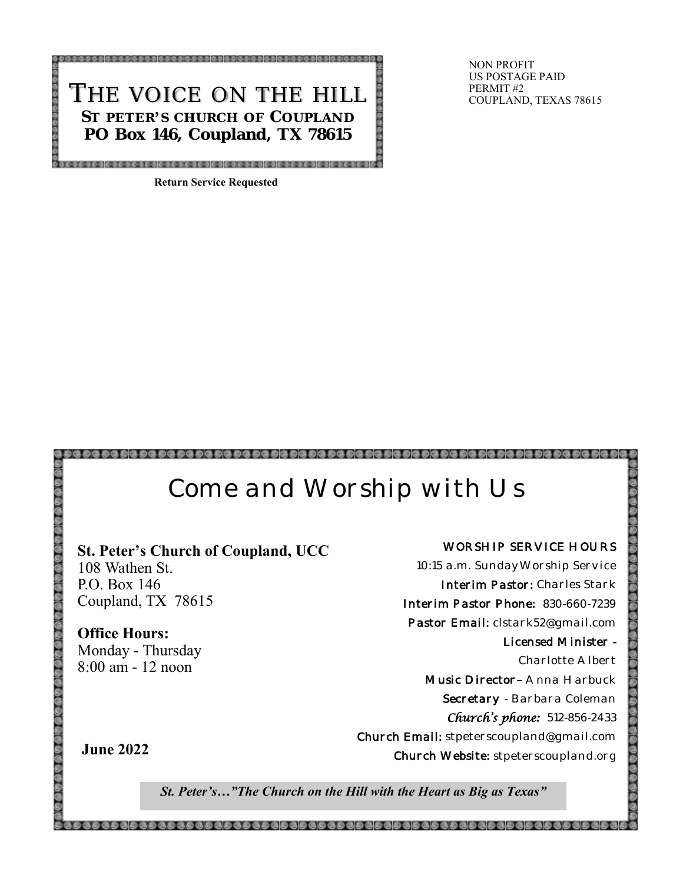# THE VOICE ON THE HILL

**ST PETER'S CHURCH OF COUPLAND**
**PO Box 146, Coupland, TX 78615**

**Return Service Requested**

NON PROFIT
US POSTAGE PAID
PERMIT #2
COUPLAND, TEXAS 78615

## Come and Worship with Us

**St. Peter's Church of Coupland, UCC**
108 Wathen St.
P.O. Box 146
Coupland, TX 78615

**Office Hours:**
Monday - Thursday
8:00 am - 12 noon

**June 2022**

WORSHIP SERVICE HOURS
10:15 a.m. Sunday Worship Service
**Interim Pastor:** Charles Stark
**Interim Pastor Phone:** 830-660-7239
**Pastor Email:** clstark52@gmail.com
**Licensed Minister -** Charlotte Albert
**Music Director** – Anna Harbuck
**Secretary** - Barbara Coleman
***Church's phone:*** 512-856-2433
**Church Email:** stpeterscoupland@gmail.com
**Church Website:** stpeterscoupland.org

***St. Peter's…"The Church on the Hill with the Heart as Big as Texas"***